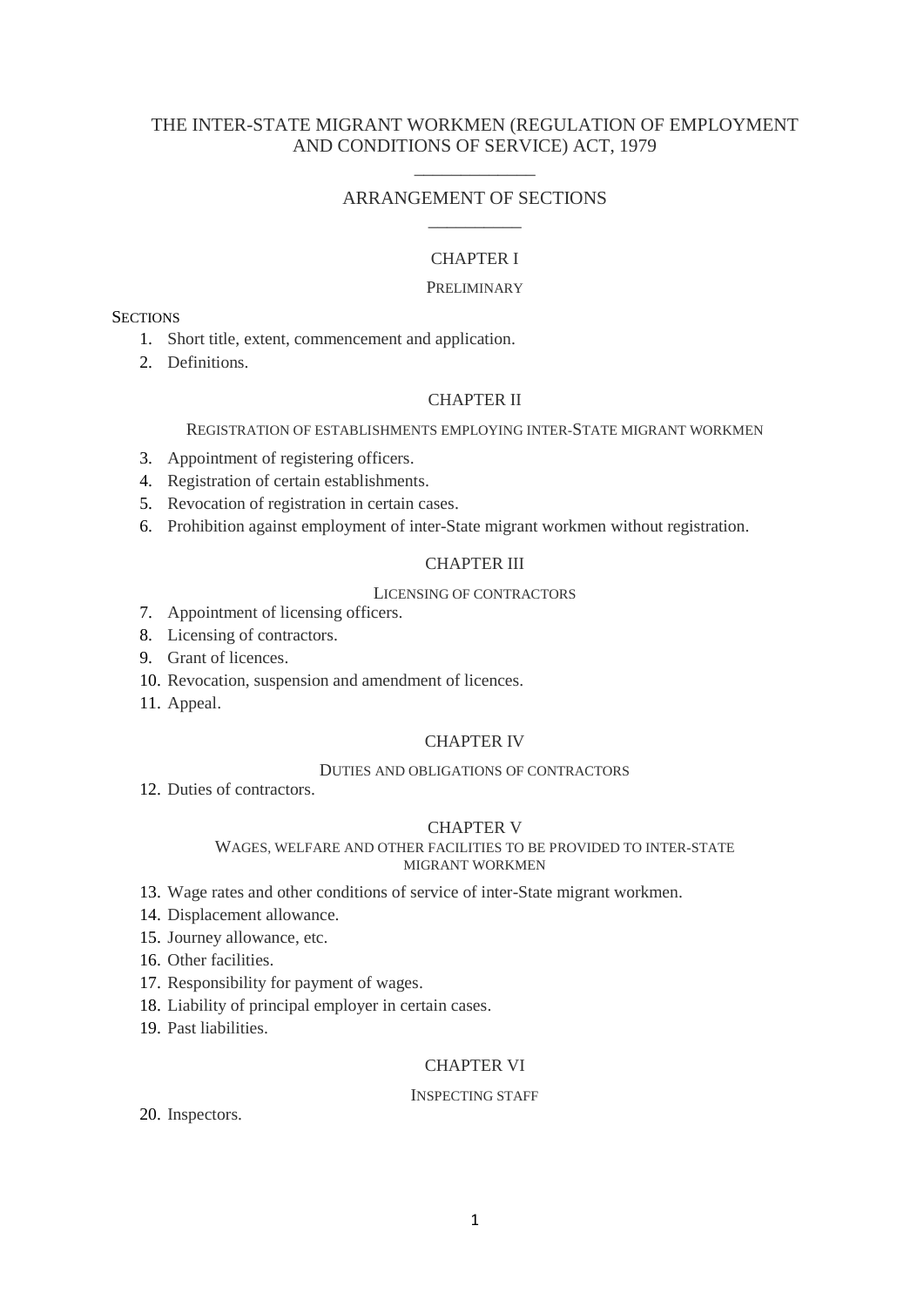# THE INTER-STATE MIGRANT WORKMEN (REGULATION OF EMPLOYMENT AND CONDITIONS OF SERVICE) ACT, 1979

## ARRANGEMENT OF SECTIONS

### CHAPTER I

PRELIMINARY

SECTIONS

1. Short title, extent, commencement and application.
2. Definitions.

### CHAPTER II

REGISTRATION OF ESTABLISHMENTS EMPLOYING INTER-STATE MIGRANT WORKMEN

3. Appointment of registering officers.
4. Registration of certain establishments.
5. Revocation of registration in certain cases.
6. Prohibition against employment of inter-State migrant workmen without registration.

### CHAPTER III

LICENSING OF CONTRACTORS

7. Appointment of licensing officers.
8. Licensing of contractors.
9. Grant of licences.
10. Revocation, suspension and amendment of licences.
11. Appeal.

### CHAPTER IV

DUTIES AND OBLIGATIONS OF CONTRACTORS

12. Duties of contractors.

### CHAPTER V

WAGES, WELFARE AND OTHER FACILITIES TO BE PROVIDED TO INTER-STATE MIGRANT WORKMEN

13. Wage rates and other conditions of service of inter-State migrant workmen.
14. Displacement allowance.
15. Journey allowance, etc.
16. Other facilities.
17. Responsibility for payment of wages.
18. Liability of principal employer in certain cases.
19. Past liabilities.

### CHAPTER VI

INSPECTING STAFF

20. Inspectors.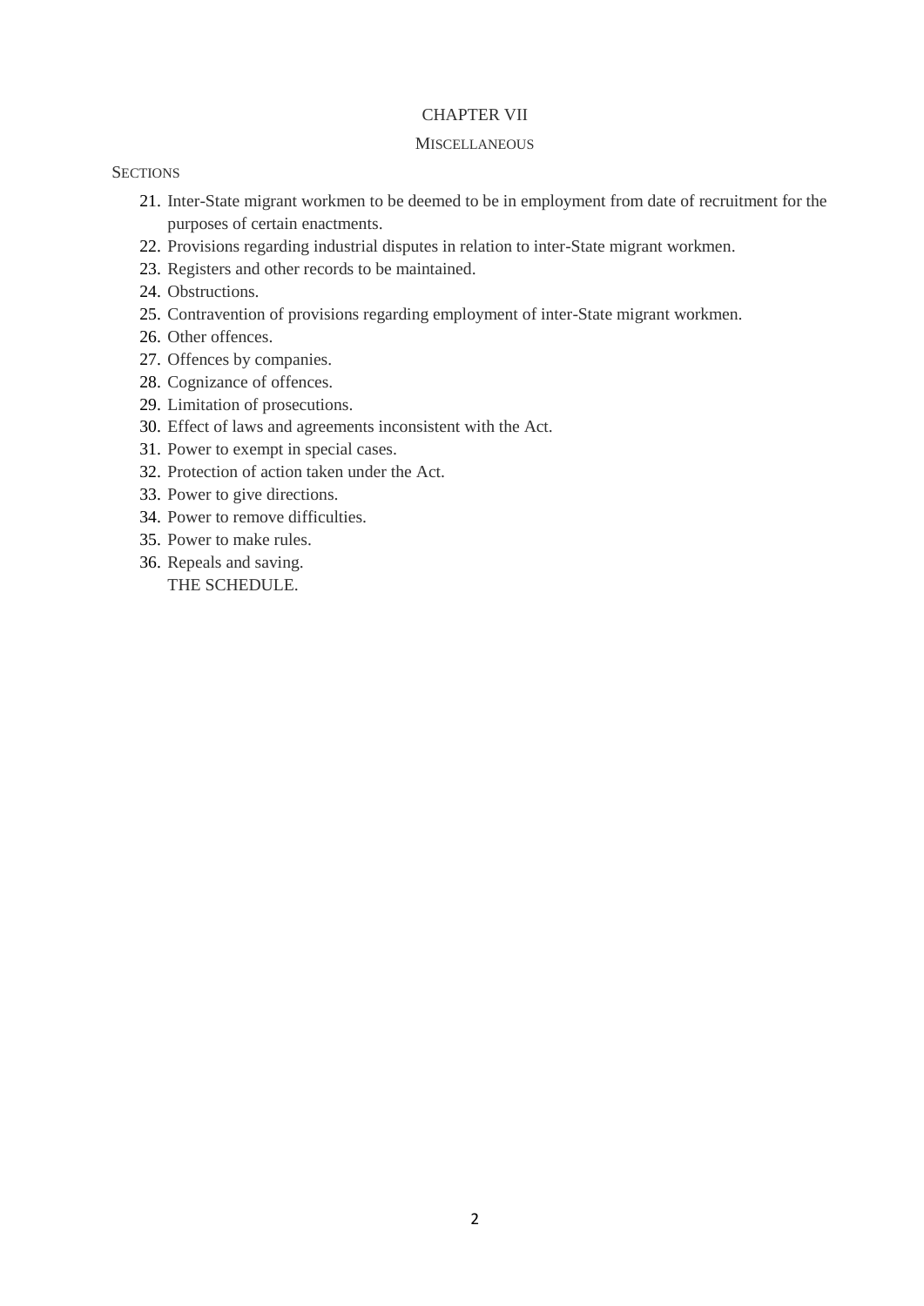## CHAPTER VII

### MISCELLANEOUS

SECTIONS

21. Inter-State migrant workmen to be deemed to be in employment from date of recruitment for the purposes of certain enactments.
22. Provisions regarding industrial disputes in relation to inter-State migrant workmen.
23. Registers and other records to be maintained.
24. Obstructions.
25. Contravention of provisions regarding employment of inter-State migrant workmen.
26. Other offences.
27. Offences by companies.
28. Cognizance of offences.
29. Limitation of prosecutions.
30. Effect of laws and agreements inconsistent with the Act.
31. Power to exempt in special cases.
32. Protection of action taken under the Act.
33. Power to give directions.
34. Power to remove difficulties.
35. Power to make rules.
36. Repeals and saving.

THE SCHEDULE.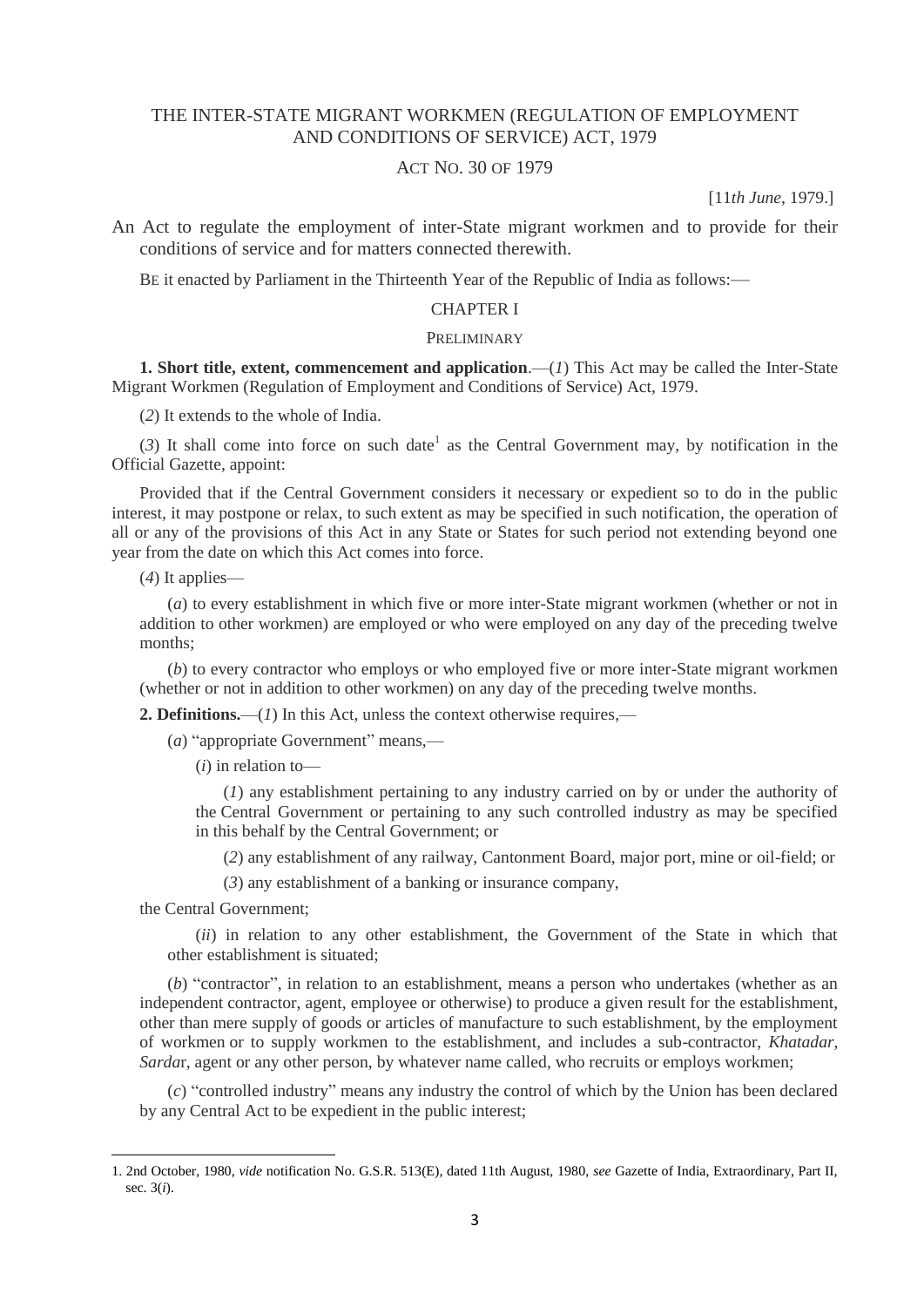# THE INTER-STATE MIGRANT WORKMEN (REGULATION OF EMPLOYMENT AND CONDITIONS OF SERVICE) ACT, 1979

ACT NO. 30 OF 1979

[11*th June*, 1979.]

An Act to regulate the employment of inter-State migrant workmen and to provide for their conditions of service and for matters connected therewith.

BE it enacted by Parliament in the Thirteenth Year of the Republic of India as follows:—

## CHAPTER I

### PRELIMINARY

**1. Short title, extent, commencement and application**.—(*1*) This Act may be called the Inter-State Migrant Workmen (Regulation of Employment and Conditions of Service) Act, 1979.

(*2*) It extends to the whole of India.

(*3*) It shall come into force on such date[1] as the Central Government may, by notification in the Official Gazette, appoint:

Provided that if the Central Government considers it necessary or expedient so to do in the public interest, it may postpone or relax, to such extent as may be specified in such notification, the operation of all or any of the provisions of this Act in any State or States for such period not extending beyond one year from the date on which this Act comes into force.

(*4*) It applies—

(*a*) to every establishment in which five or more inter-State migrant workmen (whether or not in addition to other workmen) are employed or who were employed on any day of the preceding twelve months;

(*b*) to every contractor who employs or who employed five or more inter-State migrant workmen (whether or not in addition to other workmen) on any day of the preceding twelve months.

**2. Definitions.**—(*1*) In this Act, unless the context otherwise requires,—

(*a*) "appropriate Government" means,—

(*i*) in relation to—

(*1*) any establishment pertaining to any industry carried on by or under the authority of the Central Government or pertaining to any such controlled industry as may be specified in this behalf by the Central Government; or

(*2*) any establishment of any railway, Cantonment Board, major port, mine or oil-field; or

(*3*) any establishment of a banking or insurance company,

the Central Government;

(*ii*) in relation to any other establishment, the Government of the State in which that other establishment is situated;

(*b*) "contractor", in relation to an establishment, means a person who undertakes (whether as an independent contractor, agent, employee or otherwise) to produce a given result for the establishment, other than mere supply of goods or articles of manufacture to such establishment, by the employment of workmen or to supply workmen to the establishment, and includes a sub-contractor, *Khatadar*, *Sarda*r, agent or any other person, by whatever name called, who recruits or employs workmen;

(*c*) "controlled industry" means any industry the control of which by the Union has been declared by any Central Act to be expedient in the public interest;

---

1. 2nd October, 1980, *vide* notification No. G.S.R. 513(E), dated 11th August, 1980, *see* Gazette of India, Extraordinary, Part II, sec. 3(*i*).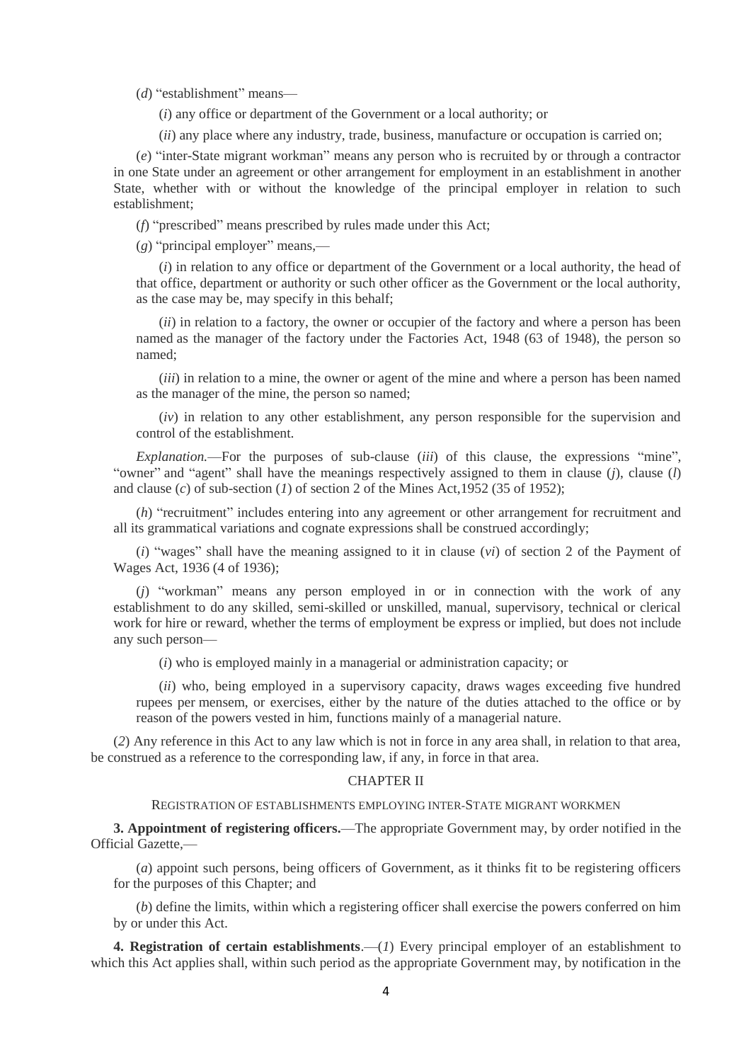(*d*) "establishment" means—

(*i*) any office or department of the Government or a local authority; or

(*ii*) any place where any industry, trade, business, manufacture or occupation is carried on;

(*e*) "inter-State migrant workman" means any person who is recruited by or through a contractor in one State under an agreement or other arrangement for employment in an establishment in another State, whether with or without the knowledge of the principal employer in relation to such establishment;

(*f*) "prescribed" means prescribed by rules made under this Act;

(*g*) "principal employer" means,—

(*i*) in relation to any office or department of the Government or a local authority, the head of that office, department or authority or such other officer as the Government or the local authority, as the case may be, may specify in this behalf;

(*ii*) in relation to a factory, the owner or occupier of the factory and where a person has been named as the manager of the factory under the Factories Act, 1948 (63 of 1948), the person so named;

(*iii*) in relation to a mine, the owner or agent of the mine and where a person has been named as the manager of the mine, the person so named;

(*iv*) in relation to any other establishment, any person responsible for the supervision and control of the establishment.

*Explanation.*—For the purposes of sub-clause (*iii*) of this clause, the expressions "mine", "owner" and "agent" shall have the meanings respectively assigned to them in clause (*j*), clause (*l*) and clause (*c*) of sub-section (*1*) of section 2 of the Mines Act,1952 (35 of 1952);

(*h*) "recruitment" includes entering into any agreement or other arrangement for recruitment and all its grammatical variations and cognate expressions shall be construed accordingly;

(*i*) "wages" shall have the meaning assigned to it in clause (*vi*) of section 2 of the Payment of Wages Act, 1936 (4 of 1936);

(*j*) "workman" means any person employed in or in connection with the work of any establishment to do any skilled, semi-skilled or unskilled, manual, supervisory, technical or clerical work for hire or reward, whether the terms of employment be express or implied, but does not include any such person—

(*i*) who is employed mainly in a managerial or administration capacity; or

(*ii*) who, being employed in a supervisory capacity, draws wages exceeding five hundred rupees per mensem, or exercises, either by the nature of the duties attached to the office or by reason of the powers vested in him, functions mainly of a managerial nature.

(*2*) Any reference in this Act to any law which is not in force in any area shall, in relation to that area, be construed as a reference to the corresponding law, if any, in force in that area.

## CHAPTER II

### REGISTRATION OF ESTABLISHMENTS EMPLOYING INTER-STATE MIGRANT WORKMEN

**3. Appointment of registering officers.**—The appropriate Government may, by order notified in the Official Gazette,—

(*a*) appoint such persons, being officers of Government, as it thinks fit to be registering officers for the purposes of this Chapter; and

(*b*) define the limits, within which a registering officer shall exercise the powers conferred on him by or under this Act.

**4. Registration of certain establishments**.—(*1*) Every principal employer of an establishment to which this Act applies shall, within such period as the appropriate Government may, by notification in the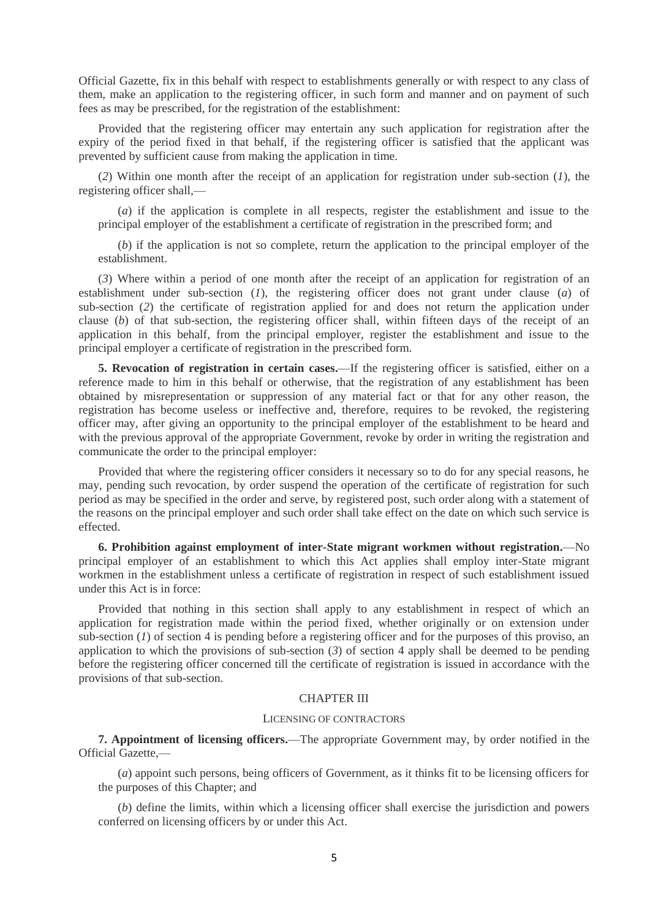Official Gazette, fix in this behalf with respect to establishments generally or with respect to any class of them, make an application to the registering officer, in such form and manner and on payment of such fees as may be prescribed, for the registration of the establishment:

Provided that the registering officer may entertain any such application for registration after the expiry of the period fixed in that behalf, if the registering officer is satisfied that the applicant was prevented by sufficient cause from making the application in time.

(*2*) Within one month after the receipt of an application for registration under sub-section (*1*), the registering officer shall,—

(*a*) if the application is complete in all respects, register the establishment and issue to the principal employer of the establishment a certificate of registration in the prescribed form; and

(*b*) if the application is not so complete, return the application to the principal employer of the establishment.

(*3*) Where within a period of one month after the receipt of an application for registration of an establishment under sub-section (*1*), the registering officer does not grant under clause (*a*) of sub-section (*2*) the certificate of registration applied for and does not return the application under clause (*b*) of that sub-section, the registering officer shall, within fifteen days of the receipt of an application in this behalf, from the principal employer, register the establishment and issue to the principal employer a certificate of registration in the prescribed form.

**5. Revocation of registration in certain cases.**—If the registering officer is satisfied, either on a reference made to him in this behalf or otherwise, that the registration of any establishment has been obtained by misrepresentation or suppression of any material fact or that for any other reason, the registration has become useless or ineffective and, therefore, requires to be revoked, the registering officer may, after giving an opportunity to the principal employer of the establishment to be heard and with the previous approval of the appropriate Government, revoke by order in writing the registration and communicate the order to the principal employer:

Provided that where the registering officer considers it necessary so to do for any special reasons, he may, pending such revocation, by order suspend the operation of the certificate of registration for such period as may be specified in the order and serve, by registered post, such order along with a statement of the reasons on the principal employer and such order shall take effect on the date on which such service is effected.

**6. Prohibition against employment of inter-State migrant workmen without registration.**—No principal employer of an establishment to which this Act applies shall employ inter-State migrant workmen in the establishment unless a certificate of registration in respect of such establishment issued under this Act is in force:

Provided that nothing in this section shall apply to any establishment in respect of which an application for registration made within the period fixed, whether originally or on extension under sub-section (*1*) of section 4 is pending before a registering officer and for the purposes of this proviso, an application to which the provisions of sub-section (*3*) of section 4 apply shall be deemed to be pending before the registering officer concerned till the certificate of registration is issued in accordance with the provisions of that sub-section.

## CHAPTER III

### LICENSING OF CONTRACTORS

**7. Appointment of licensing officers.**—The appropriate Government may, by order notified in the Official Gazette,—

(*a*) appoint such persons, being officers of Government, as it thinks fit to be licensing officers for the purposes of this Chapter; and

(*b*) define the limits, within which a licensing officer shall exercise the jurisdiction and powers conferred on licensing officers by or under this Act.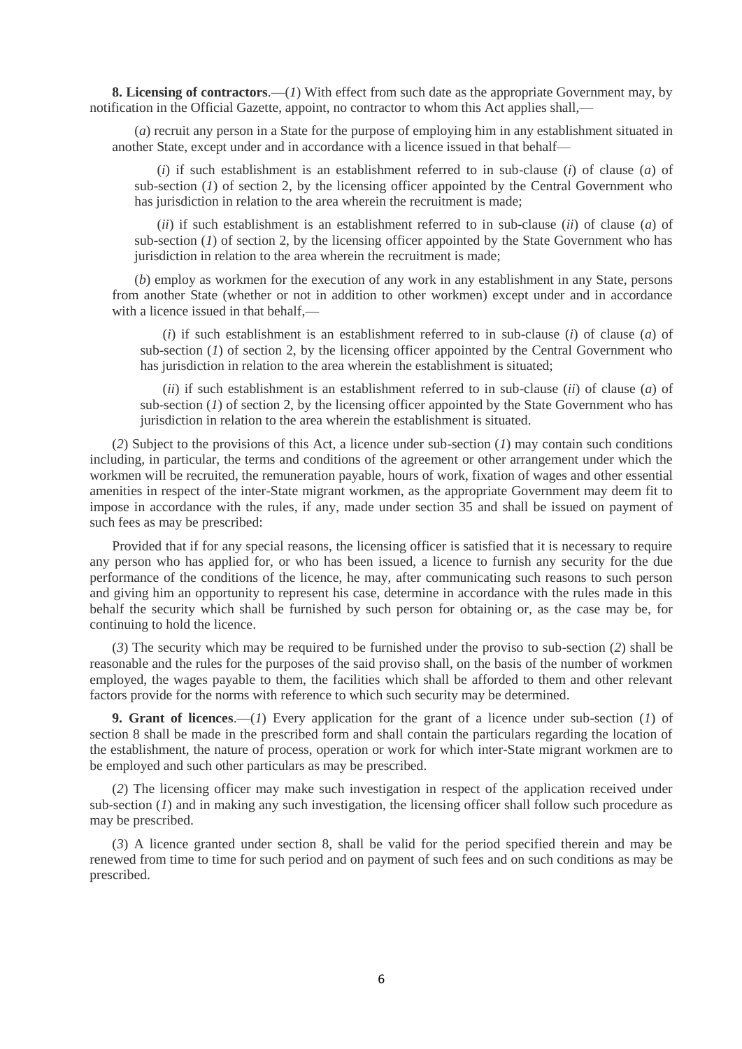**8. Licensing of contractors**.—(*1*) With effect from such date as the appropriate Government may, by notification in the Official Gazette, appoint, no contractor to whom this Act applies shall,—

(*a*) recruit any person in a State for the purpose of employing him in any establishment situated in another State, except under and in accordance with a licence issued in that behalf—

(*i*) if such establishment is an establishment referred to in sub-clause (*i*) of clause (*a*) of sub-section (*1*) of section 2, by the licensing officer appointed by the Central Government who has jurisdiction in relation to the area wherein the recruitment is made;

(*ii*) if such establishment is an establishment referred to in sub-clause (*ii*) of clause (*a*) of sub-section (*1*) of section 2, by the licensing officer appointed by the State Government who has jurisdiction in relation to the area wherein the recruitment is made;

(*b*) employ as workmen for the execution of any work in any establishment in any State, persons from another State (whether or not in addition to other workmen) except under and in accordance with a licence issued in that behalf,—

(*i*) if such establishment is an establishment referred to in sub-clause (*i*) of clause (*a*) of sub-section (*1*) of section 2, by the licensing officer appointed by the Central Government who has jurisdiction in relation to the area wherein the establishment is situated;

(*ii*) if such establishment is an establishment referred to in sub-clause (*ii*) of clause (*a*) of sub-section (*1*) of section 2, by the licensing officer appointed by the State Government who has jurisdiction in relation to the area wherein the establishment is situated.

(*2*) Subject to the provisions of this Act, a licence under sub-section (*1*) may contain such conditions including, in particular, the terms and conditions of the agreement or other arrangement under which the workmen will be recruited, the remuneration payable, hours of work, fixation of wages and other essential amenities in respect of the inter-State migrant workmen, as the appropriate Government may deem fit to impose in accordance with the rules, if any, made under section 35 and shall be issued on payment of such fees as may be prescribed:

Provided that if for any special reasons, the licensing officer is satisfied that it is necessary to require any person who has applied for, or who has been issued, a licence to furnish any security for the due performance of the conditions of the licence, he may, after communicating such reasons to such person and giving him an opportunity to represent his case, determine in accordance with the rules made in this behalf the security which shall be furnished by such person for obtaining or, as the case may be, for continuing to hold the licence.

(*3*) The security which may be required to be furnished under the proviso to sub-section (*2*) shall be reasonable and the rules for the purposes of the said proviso shall, on the basis of the number of workmen employed, the wages payable to them, the facilities which shall be afforded to them and other relevant factors provide for the norms with reference to which such security may be determined.

**9. Grant of licences**.—(*1*) Every application for the grant of a licence under sub-section (*1*) of section 8 shall be made in the prescribed form and shall contain the particulars regarding the location of the establishment, the nature of process, operation or work for which inter-State migrant workmen are to be employed and such other particulars as may be prescribed.

(*2*) The licensing officer may make such investigation in respect of the application received under sub-section (*1*) and in making any such investigation, the licensing officer shall follow such procedure as may be prescribed.

(*3*) A licence granted under section 8, shall be valid for the period specified therein and may be renewed from time to time for such period and on payment of such fees and on such conditions as may be prescribed.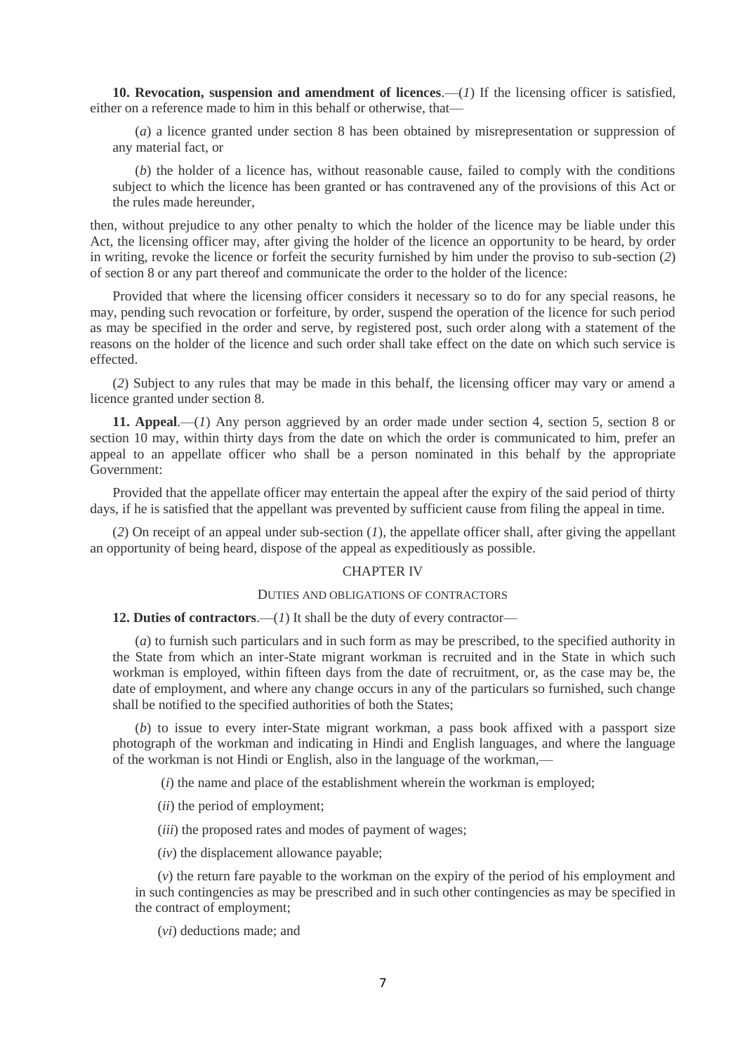**10. Revocation, suspension and amendment of licences**.—(*1*) If the licensing officer is satisfied, either on a reference made to him in this behalf or otherwise, that—

(*a*) a licence granted under section 8 has been obtained by misrepresentation or suppression of any material fact, or

(*b*) the holder of a licence has, without reasonable cause, failed to comply with the conditions subject to which the licence has been granted or has contravened any of the provisions of this Act or the rules made hereunder,

then, without prejudice to any other penalty to which the holder of the licence may be liable under this Act, the licensing officer may, after giving the holder of the licence an opportunity to be heard, by order in writing, revoke the licence or forfeit the security furnished by him under the proviso to sub-section (*2*) of section 8 or any part thereof and communicate the order to the holder of the licence:

Provided that where the licensing officer considers it necessary so to do for any special reasons, he may, pending such revocation or forfeiture, by order, suspend the operation of the licence for such period as may be specified in the order and serve, by registered post, such order along with a statement of the reasons on the holder of the licence and such order shall take effect on the date on which such service is effected.

(*2*) Subject to any rules that may be made in this behalf, the licensing officer may vary or amend a licence granted under section 8.

**11. Appeal**.—(*1*) Any person aggrieved by an order made under section 4, section 5, section 8 or section 10 may, within thirty days from the date on which the order is communicated to him, prefer an appeal to an appellate officer who shall be a person nominated in this behalf by the appropriate Government:

Provided that the appellate officer may entertain the appeal after the expiry of the said period of thirty days, if he is satisfied that the appellant was prevented by sufficient cause from filing the appeal in time.

(*2*) On receipt of an appeal under sub-section (*1*), the appellate officer shall, after giving the appellant an opportunity of being heard, dispose of the appeal as expeditiously as possible.

## CHAPTER IV

### DUTIES AND OBLIGATIONS OF CONTRACTORS

**12. Duties of contractors**.—(*1*) It shall be the duty of every contractor—

(*a*) to furnish such particulars and in such form as may be prescribed, to the specified authority in the State from which an inter-State migrant workman is recruited and in the State in which such workman is employed, within fifteen days from the date of recruitment, or, as the case may be, the date of employment, and where any change occurs in any of the particulars so furnished, such change shall be notified to the specified authorities of both the States;

(*b*) to issue to every inter-State migrant workman, a pass book affixed with a passport size photograph of the workman and indicating in Hindi and English languages, and where the language of the workman is not Hindi or English, also in the language of the workman,—

(*i*) the name and place of the establishment wherein the workman is employed;

(*ii*) the period of employment;

(*iii*) the proposed rates and modes of payment of wages;

(*iv*) the displacement allowance payable;

(*v*) the return fare payable to the workman on the expiry of the period of his employment and in such contingencies as may be prescribed and in such other contingencies as may be specified in the contract of employment;

(*vi*) deductions made; and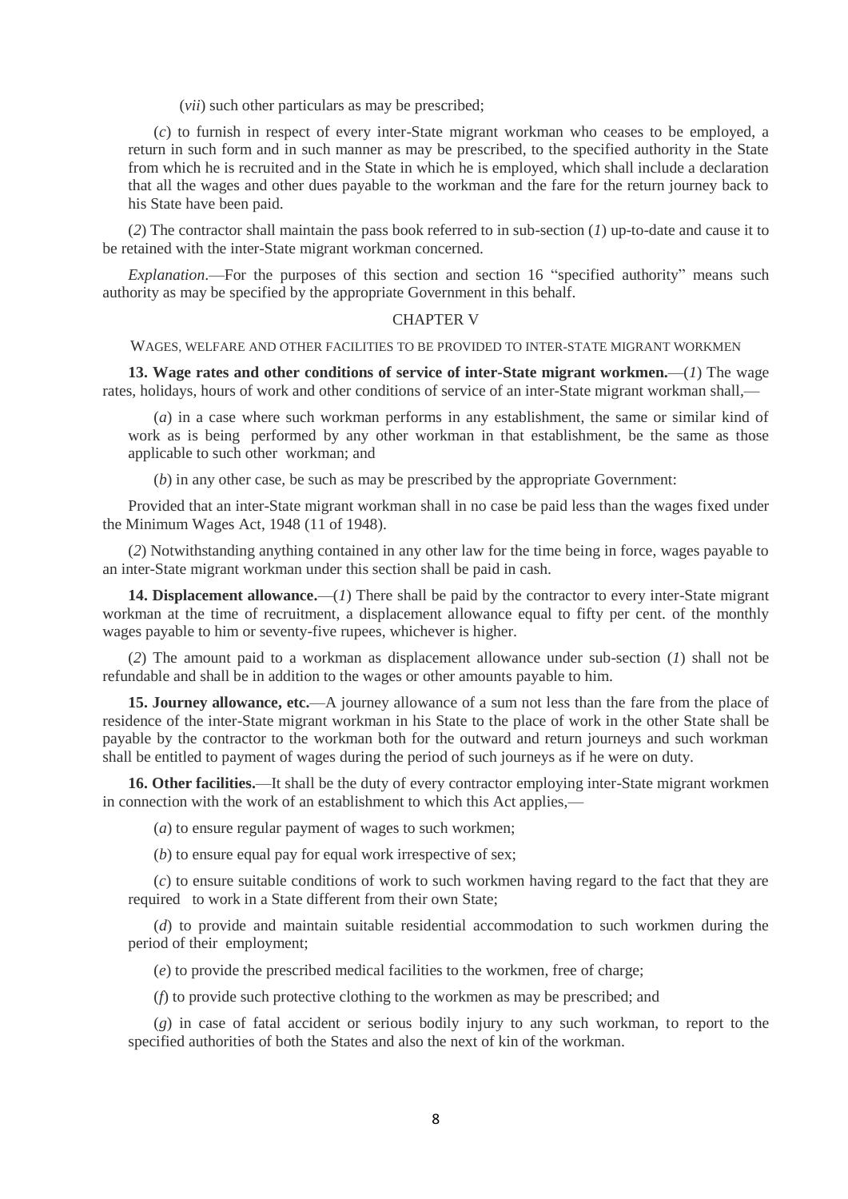(*vii*) such other particulars as may be prescribed;

(*c*) to furnish in respect of every inter-State migrant workman who ceases to be employed, a return in such form and in such manner as may be prescribed, to the specified authority in the State from which he is recruited and in the State in which he is employed, which shall include a declaration that all the wages and other dues payable to the workman and the fare for the return journey back to his State have been paid.

(*2*) The contractor shall maintain the pass book referred to in sub-section (*1*) up-to-date and cause it to be retained with the inter-State migrant workman concerned.

*Explanation*.—For the purposes of this section and section 16 "specified authority" means such authority as may be specified by the appropriate Government in this behalf.

## CHAPTER V

### WAGES, WELFARE AND OTHER FACILITIES TO BE PROVIDED TO INTER-STATE MIGRANT WORKMEN

**13. Wage rates and other conditions of service of inter-State migrant workmen.**—(*1*) The wage rates, holidays, hours of work and other conditions of service of an inter-State migrant workman shall,—

(*a*) in a case where such workman performs in any establishment, the same or similar kind of work as is being performed by any other workman in that establishment, be the same as those applicable to such other workman; and

(*b*) in any other case, be such as may be prescribed by the appropriate Government:

Provided that an inter-State migrant workman shall in no case be paid less than the wages fixed under the Minimum Wages Act, 1948 (11 of 1948).

(*2*) Notwithstanding anything contained in any other law for the time being in force, wages payable to an inter-State migrant workman under this section shall be paid in cash.

**14. Displacement allowance.**—(*1*) There shall be paid by the contractor to every inter-State migrant workman at the time of recruitment, a displacement allowance equal to fifty per cent. of the monthly wages payable to him or seventy-five rupees, whichever is higher.

(*2*) The amount paid to a workman as displacement allowance under sub-section (*1*) shall not be refundable and shall be in addition to the wages or other amounts payable to him.

**15. Journey allowance, etc.**—A journey allowance of a sum not less than the fare from the place of residence of the inter-State migrant workman in his State to the place of work in the other State shall be payable by the contractor to the workman both for the outward and return journeys and such workman shall be entitled to payment of wages during the period of such journeys as if he were on duty.

**16. Other facilities.**—It shall be the duty of every contractor employing inter-State migrant workmen in connection with the work of an establishment to which this Act applies,—

(*a*) to ensure regular payment of wages to such workmen;

(*b*) to ensure equal pay for equal work irrespective of sex;

(*c*) to ensure suitable conditions of work to such workmen having regard to the fact that they are required to work in a State different from their own State;

(*d*) to provide and maintain suitable residential accommodation to such workmen during the period of their employment;

(*e*) to provide the prescribed medical facilities to the workmen, free of charge;

(*f*) to provide such protective clothing to the workmen as may be prescribed; and

(*g*) in case of fatal accident or serious bodily injury to any such workman, to report to the specified authorities of both the States and also the next of kin of the workman.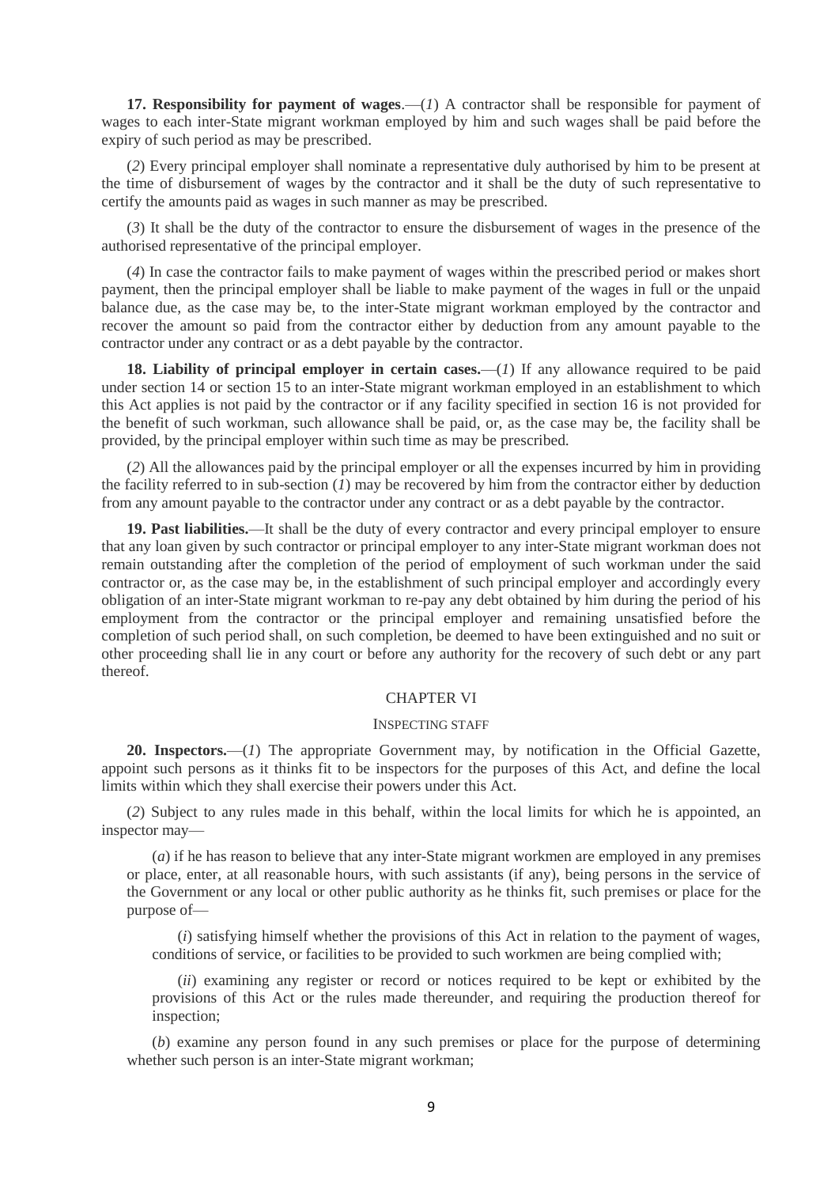**17. Responsibility for payment of wages**.—(*1*) A contractor shall be responsible for payment of wages to each inter-State migrant workman employed by him and such wages shall be paid before the expiry of such period as may be prescribed.

(*2*) Every principal employer shall nominate a representative duly authorised by him to be present at the time of disbursement of wages by the contractor and it shall be the duty of such representative to certify the amounts paid as wages in such manner as may be prescribed.

(*3*) It shall be the duty of the contractor to ensure the disbursement of wages in the presence of the authorised representative of the principal employer.

(*4*) In case the contractor fails to make payment of wages within the prescribed period or makes short payment, then the principal employer shall be liable to make payment of the wages in full or the unpaid balance due, as the case may be, to the inter-State migrant workman employed by the contractor and recover the amount so paid from the contractor either by deduction from any amount payable to the contractor under any contract or as a debt payable by the contractor.

**18. Liability of principal employer in certain cases.**—(*1*) If any allowance required to be paid under section 14 or section 15 to an inter-State migrant workman employed in an establishment to which this Act applies is not paid by the contractor or if any facility specified in section 16 is not provided for the benefit of such workman, such allowance shall be paid, or, as the case may be, the facility shall be provided, by the principal employer within such time as may be prescribed.

(*2*) All the allowances paid by the principal employer or all the expenses incurred by him in providing the facility referred to in sub-section (*1*) may be recovered by him from the contractor either by deduction from any amount payable to the contractor under any contract or as a debt payable by the contractor.

**19. Past liabilities.**—It shall be the duty of every contractor and every principal employer to ensure that any loan given by such contractor or principal employer to any inter-State migrant workman does not remain outstanding after the completion of the period of employment of such workman under the said contractor or, as the case may be, in the establishment of such principal employer and accordingly every obligation of an inter-State migrant workman to re-pay any debt obtained by him during the period of his employment from the contractor or the principal employer and remaining unsatisfied before the completion of such period shall, on such completion, be deemed to have been extinguished and no suit or other proceeding shall lie in any court or before any authority for the recovery of such debt or any part thereof.

## CHAPTER VI

### INSPECTING STAFF

**20. Inspectors.**—(*1*) The appropriate Government may, by notification in the Official Gazette, appoint such persons as it thinks fit to be inspectors for the purposes of this Act, and define the local limits within which they shall exercise their powers under this Act.

(*2*) Subject to any rules made in this behalf, within the local limits for which he is appointed, an inspector may—

(*a*) if he has reason to believe that any inter-State migrant workmen are employed in any premises or place, enter, at all reasonable hours, with such assistants (if any), being persons in the service of the Government or any local or other public authority as he thinks fit, such premises or place for the purpose of—

(*i*) satisfying himself whether the provisions of this Act in relation to the payment of wages, conditions of service, or facilities to be provided to such workmen are being complied with;

(*ii*) examining any register or record or notices required to be kept or exhibited by the provisions of this Act or the rules made thereunder, and requiring the production thereof for inspection;

(*b*) examine any person found in any such premises or place for the purpose of determining whether such person is an inter-State migrant workman;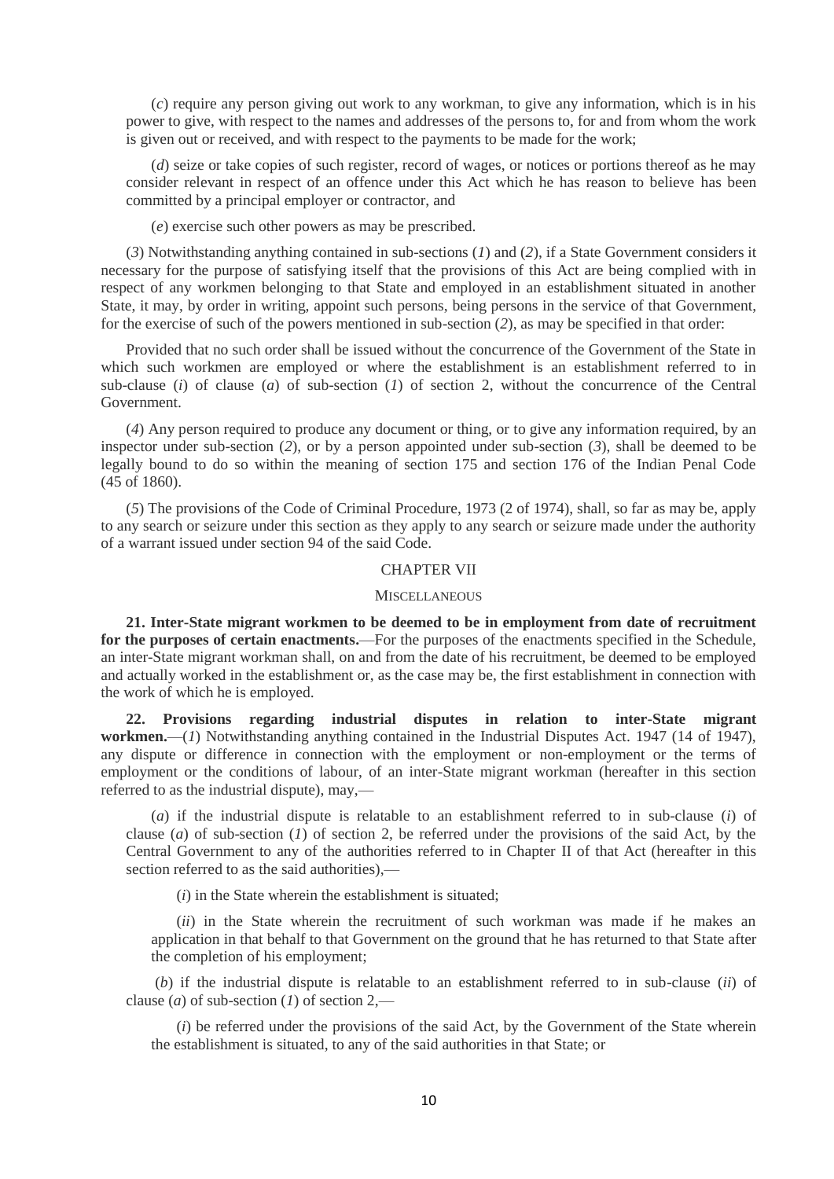(*c*) require any person giving out work to any workman, to give any information, which is in his power to give, with respect to the names and addresses of the persons to, for and from whom the work is given out or received, and with respect to the payments to be made for the work;

(*d*) seize or take copies of such register, record of wages, or notices or portions thereof as he may consider relevant in respect of an offence under this Act which he has reason to believe has been committed by a principal employer or contractor, and

(*e*) exercise such other powers as may be prescribed.

(*3*) Notwithstanding anything contained in sub-sections (*1*) and (*2*), if a State Government considers it necessary for the purpose of satisfying itself that the provisions of this Act are being complied with in respect of any workmen belonging to that State and employed in an establishment situated in another State, it may, by order in writing, appoint such persons, being persons in the service of that Government, for the exercise of such of the powers mentioned in sub-section (*2*), as may be specified in that order:

Provided that no such order shall be issued without the concurrence of the Government of the State in which such workmen are employed or where the establishment is an establishment referred to in sub-clause (*i*) of clause (*a*) of sub-section (*1*) of section 2, without the concurrence of the Central Government.

(*4*) Any person required to produce any document or thing, or to give any information required, by an inspector under sub-section (*2*), or by a person appointed under sub-section (*3*), shall be deemed to be legally bound to do so within the meaning of section 175 and section 176 of the Indian Penal Code (45 of 1860).

(*5*) The provisions of the Code of Criminal Procedure, 1973 (2 of 1974), shall, so far as may be, apply to any search or seizure under this section as they apply to any search or seizure made under the authority of a warrant issued under section 94 of the said Code.

## CHAPTER VII

## MISCELLANEOUS

**21. Inter-State migrant workmen to be deemed to be in employment from date of recruitment for the purposes of certain enactments.**—For the purposes of the enactments specified in the Schedule, an inter-State migrant workman shall, on and from the date of his recruitment, be deemed to be employed and actually worked in the establishment or, as the case may be, the first establishment in connection with the work of which he is employed.

**22. Provisions regarding industrial disputes in relation to inter-State migrant workmen.**—(*1*) Notwithstanding anything contained in the Industrial Disputes Act. 1947 (14 of 1947), any dispute or difference in connection with the employment or non-employment or the terms of employment or the conditions of labour, of an inter-State migrant workman (hereafter in this section referred to as the industrial dispute), may,—

(*a*) if the industrial dispute is relatable to an establishment referred to in sub-clause (*i*) of clause (*a*) of sub-section (*1*) of section 2, be referred under the provisions of the said Act, by the Central Government to any of the authorities referred to in Chapter II of that Act (hereafter in this section referred to as the said authorities),—

(*i*) in the State wherein the establishment is situated;

(*ii*) in the State wherein the recruitment of such workman was made if he makes an application in that behalf to that Government on the ground that he has returned to that State after the completion of his employment;

(*b*) if the industrial dispute is relatable to an establishment referred to in sub-clause (*ii*) of clause (*a*) of sub-section (*1*) of section 2,—

(*i*) be referred under the provisions of the said Act, by the Government of the State wherein the establishment is situated, to any of the said authorities in that State; or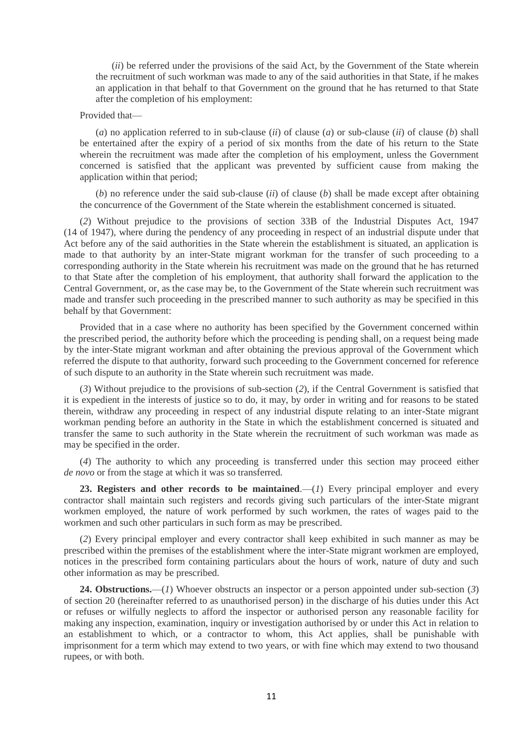(*ii*) be referred under the provisions of the said Act, by the Government of the State wherein the recruitment of such workman was made to any of the said authorities in that State, if he makes an application in that behalf to that Government on the ground that he has returned to that State after the completion of his employment:

Provided that—

(*a*) no application referred to in sub-clause (*ii*) of clause (*a*) or sub-clause (*ii*) of clause (*b*) shall be entertained after the expiry of a period of six months from the date of his return to the State wherein the recruitment was made after the completion of his employment, unless the Government concerned is satisfied that the applicant was prevented by sufficient cause from making the application within that period;

(*b*) no reference under the said sub-clause (*ii*) of clause (*b*) shall be made except after obtaining the concurrence of the Government of the State wherein the establishment concerned is situated.

(*2*) Without prejudice to the provisions of section 33B of the Industrial Disputes Act, 1947 (14 of 1947), where during the pendency of any proceeding in respect of an industrial dispute under that Act before any of the said authorities in the State wherein the establishment is situated, an application is made to that authority by an inter-State migrant workman for the transfer of such proceeding to a corresponding authority in the State wherein his recruitment was made on the ground that he has returned to that State after the completion of his employment, that authority shall forward the application to the Central Government, or, as the case may be, to the Government of the State wherein such recruitment was made and transfer such proceeding in the prescribed manner to such authority as may be specified in this behalf by that Government:

Provided that in a case where no authority has been specified by the Government concerned within the prescribed period, the authority before which the proceeding is pending shall, on a request being made by the inter-State migrant workman and after obtaining the previous approval of the Government which referred the dispute to that authority, forward such proceeding to the Government concerned for reference of such dispute to an authority in the State wherein such recruitment was made.

(*3*) Without prejudice to the provisions of sub-section (*2*), if the Central Government is satisfied that it is expedient in the interests of justice so to do, it may, by order in writing and for reasons to be stated therein, withdraw any proceeding in respect of any industrial dispute relating to an inter-State migrant workman pending before an authority in the State in which the establishment concerned is situated and transfer the same to such authority in the State wherein the recruitment of such workman was made as may be specified in the order.

(*4*) The authority to which any proceeding is transferred under this section may proceed either *de novo* or from the stage at which it was so transferred.

**23. Registers and other records to be maintained**.—(*1*) Every principal employer and every contractor shall maintain such registers and records giving such particulars of the inter-State migrant workmen employed, the nature of work performed by such workmen, the rates of wages paid to the workmen and such other particulars in such form as may be prescribed.

(*2*) Every principal employer and every contractor shall keep exhibited in such manner as may be prescribed within the premises of the establishment where the inter-State migrant workmen are employed, notices in the prescribed form containing particulars about the hours of work, nature of duty and such other information as may be prescribed.

**24. Obstructions.**—(*1*) Whoever obstructs an inspector or a person appointed under sub-section (*3*) of section 20 (hereinafter referred to as unauthorised person) in the discharge of his duties under this Act or refuses or wilfully neglects to afford the inspector or authorised person any reasonable facility for making any inspection, examination, inquiry or investigation authorised by or under this Act in relation to an establishment to which, or a contractor to whom, this Act applies, shall be punishable with imprisonment for a term which may extend to two years, or with fine which may extend to two thousand rupees, or with both.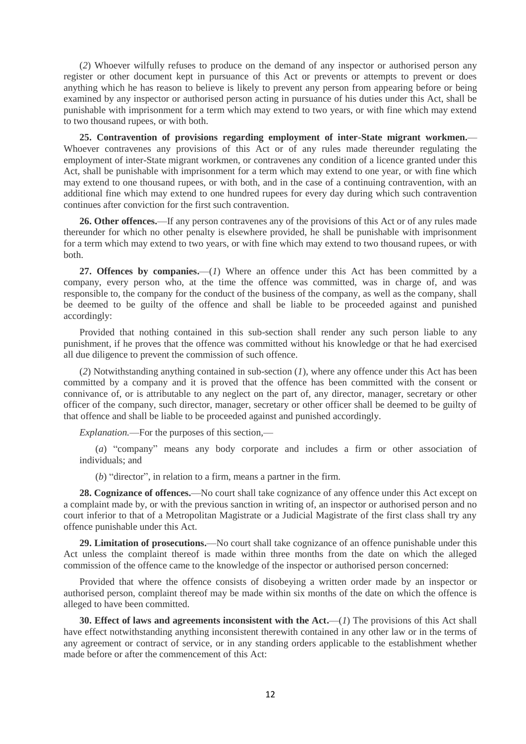(*2*) Whoever wilfully refuses to produce on the demand of any inspector or authorised person any register or other document kept in pursuance of this Act or prevents or attempts to prevent or does anything which he has reason to believe is likely to prevent any person from appearing before or being examined by any inspector or authorised person acting in pursuance of his duties under this Act, shall be punishable with imprisonment for a term which may extend to two years, or with fine which may extend to two thousand rupees, or with both.

**25. Contravention of provisions regarding employment of inter-State migrant workmen.**—Whoever contravenes any provisions of this Act or of any rules made thereunder regulating the employment of inter-State migrant workmen, or contravenes any condition of a licence granted under this Act, shall be punishable with imprisonment for a term which may extend to one year, or with fine which may extend to one thousand rupees, or with both, and in the case of a continuing contravention, with an additional fine which may extend to one hundred rupees for every day during which such contravention continues after conviction for the first such contravention.

**26. Other offences.**—If any person contravenes any of the provisions of this Act or of any rules made thereunder for which no other penalty is elsewhere provided, he shall be punishable with imprisonment for a term which may extend to two years, or with fine which may extend to two thousand rupees, or with both.

**27. Offences by companies.**—(*1*) Where an offence under this Act has been committed by a company, every person who, at the time the offence was committed, was in charge of, and was responsible to, the company for the conduct of the business of the company, as well as the company, shall be deemed to be guilty of the offence and shall be liable to be proceeded against and punished accordingly:

Provided that nothing contained in this sub-section shall render any such person liable to any punishment, if he proves that the offence was committed without his knowledge or that he had exercised all due diligence to prevent the commission of such offence.

(*2*) Notwithstanding anything contained in sub-section (*1*), where any offence under this Act has been committed by a company and it is proved that the offence has been committed with the consent or connivance of, or is attributable to any neglect on the part of, any director, manager, secretary or other officer of the company, such director, manager, secretary or other officer shall be deemed to be guilty of that offence and shall be liable to be proceeded against and punished accordingly.

*Explanation.*—For the purposes of this section,—

(*a*) "company" means any body corporate and includes a firm or other association of individuals; and

(*b*) "director", in relation to a firm, means a partner in the firm.

**28. Cognizance of offences.**—No court shall take cognizance of any offence under this Act except on a complaint made by, or with the previous sanction in writing of, an inspector or authorised person and no court inferior to that of a Metropolitan Magistrate or a Judicial Magistrate of the first class shall try any offence punishable under this Act.

**29. Limitation of prosecutions.**—No court shall take cognizance of an offence punishable under this Act unless the complaint thereof is made within three months from the date on which the alleged commission of the offence came to the knowledge of the inspector or authorised person concerned:

Provided that where the offence consists of disobeying a written order made by an inspector or authorised person, complaint thereof may be made within six months of the date on which the offence is alleged to have been committed.

**30. Effect of laws and agreements inconsistent with the Act.**—(*1*) The provisions of this Act shall have effect notwithstanding anything inconsistent therewith contained in any other law or in the terms of any agreement or contract of service, or in any standing orders applicable to the establishment whether made before or after the commencement of this Act: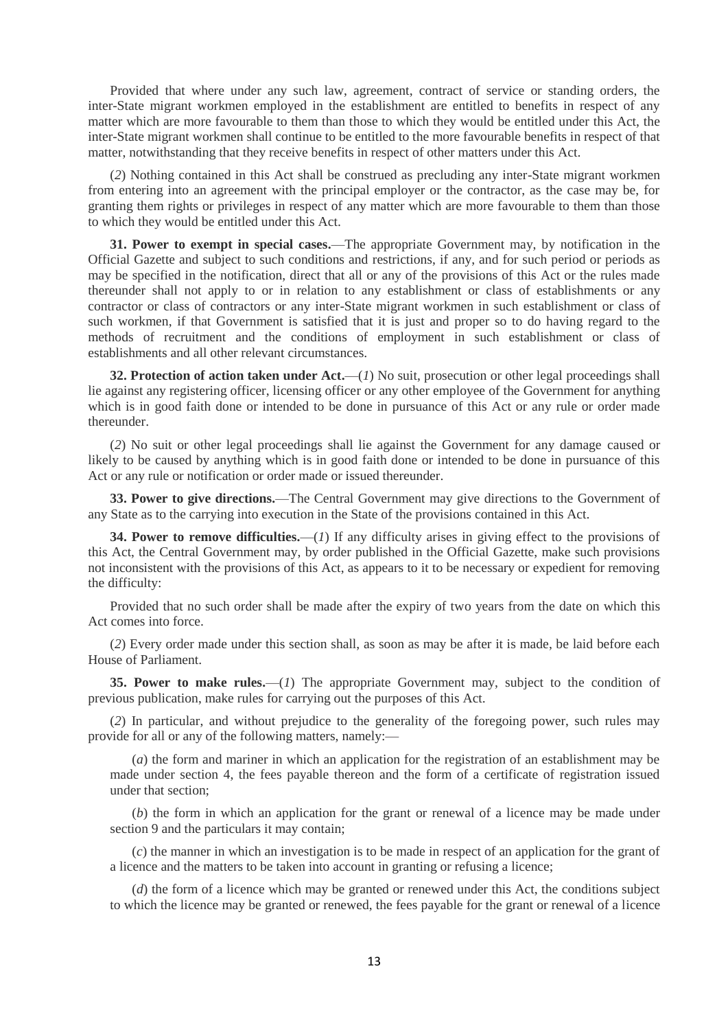Provided that where under any such law, agreement, contract of service or standing orders, the inter-State migrant workmen employed in the establishment are entitled to benefits in respect of any matter which are more favourable to them than those to which they would be entitled under this Act, the inter-State migrant workmen shall continue to be entitled to the more favourable benefits in respect of that matter, notwithstanding that they receive benefits in respect of other matters under this Act.

(*2*) Nothing contained in this Act shall be construed as precluding any inter-State migrant workmen from entering into an agreement with the principal employer or the contractor, as the case may be, for granting them rights or privileges in respect of any matter which are more favourable to them than those to which they would be entitled under this Act.

**31. Power to exempt in special cases.**—The appropriate Government may, by notification in the Official Gazette and subject to such conditions and restrictions, if any, and for such period or periods as may be specified in the notification, direct that all or any of the provisions of this Act or the rules made thereunder shall not apply to or in relation to any establishment or class of establishments or any contractor or class of contractors or any inter-State migrant workmen in such establishment or class of such workmen, if that Government is satisfied that it is just and proper so to do having regard to the methods of recruitment and the conditions of employment in such establishment or class of establishments and all other relevant circumstances.

**32. Protection of action taken under Act.**—(*1*) No suit, prosecution or other legal proceedings shall lie against any registering officer, licensing officer or any other employee of the Government for anything which is in good faith done or intended to be done in pursuance of this Act or any rule or order made thereunder.

(*2*) No suit or other legal proceedings shall lie against the Government for any damage caused or likely to be caused by anything which is in good faith done or intended to be done in pursuance of this Act or any rule or notification or order made or issued thereunder.

**33. Power to give directions.**—The Central Government may give directions to the Government of any State as to the carrying into execution in the State of the provisions contained in this Act.

**34. Power to remove difficulties.**—(*1*) If any difficulty arises in giving effect to the provisions of this Act, the Central Government may, by order published in the Official Gazette, make such provisions not inconsistent with the provisions of this Act, as appears to it to be necessary or expedient for removing the difficulty:

Provided that no such order shall be made after the expiry of two years from the date on which this Act comes into force.

(*2*) Every order made under this section shall, as soon as may be after it is made, be laid before each House of Parliament.

**35. Power to make rules.**—(*1*) The appropriate Government may, subject to the condition of previous publication, make rules for carrying out the purposes of this Act.

(*2*) In particular, and without prejudice to the generality of the foregoing power, such rules may provide for all or any of the following matters, namely:—

(*a*) the form and mariner in which an application for the registration of an establishment may be made under section 4, the fees payable thereon and the form of a certificate of registration issued under that section;

(*b*) the form in which an application for the grant or renewal of a licence may be made under section 9 and the particulars it may contain;

(*c*) the manner in which an investigation is to be made in respect of an application for the grant of a licence and the matters to be taken into account in granting or refusing a licence;

(*d*) the form of a licence which may be granted or renewed under this Act, the conditions subject to which the licence may be granted or renewed, the fees payable for the grant or renewal of a licence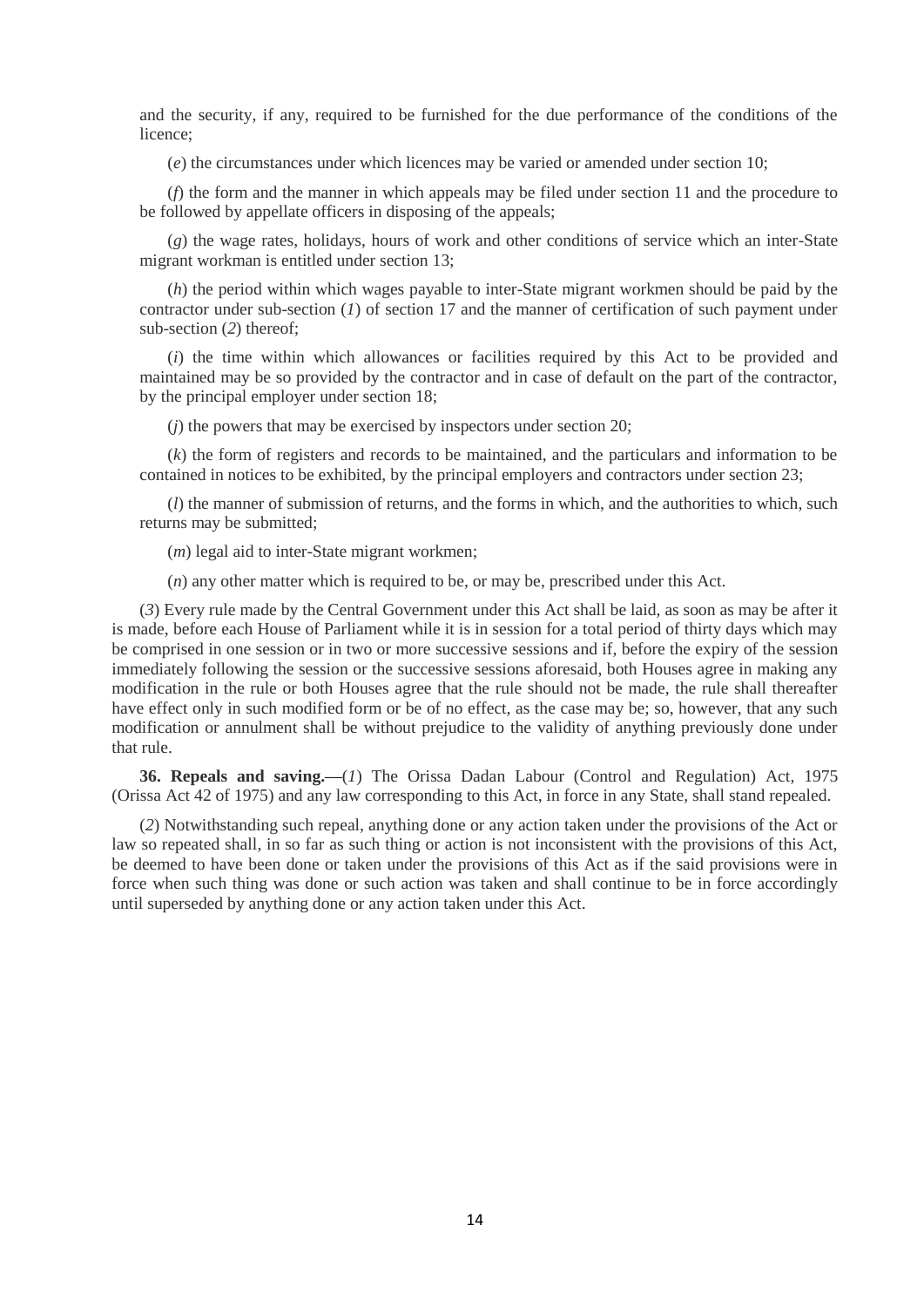and the security, if any, required to be furnished for the due performance of the conditions of the licence;

(*e*) the circumstances under which licences may be varied or amended under section 10;

(*f*) the form and the manner in which appeals may be filed under section 11 and the procedure to be followed by appellate officers in disposing of the appeals;

(*g*) the wage rates, holidays, hours of work and other conditions of service which an inter-State migrant workman is entitled under section 13;

(*h*) the period within which wages payable to inter-State migrant workmen should be paid by the contractor under sub-section (*1*) of section 17 and the manner of certification of such payment under sub-section (*2*) thereof;

(*i*) the time within which allowances or facilities required by this Act to be provided and maintained may be so provided by the contractor and in case of default on the part of the contractor, by the principal employer under section 18;

(*j*) the powers that may be exercised by inspectors under section 20;

(*k*) the form of registers and records to be maintained, and the particulars and information to be contained in notices to be exhibited, by the principal employers and contractors under section 23;

(*l*) the manner of submission of returns, and the forms in which, and the authorities to which, such returns may be submitted;

(*m*) legal aid to inter-State migrant workmen;

(*n*) any other matter which is required to be, or may be, prescribed under this Act.

(*3*) Every rule made by the Central Government under this Act shall be laid, as soon as may be after it is made, before each House of Parliament while it is in session for a total period of thirty days which may be comprised in one session or in two or more successive sessions and if, before the expiry of the session immediately following the session or the successive sessions aforesaid, both Houses agree in making any modification in the rule or both Houses agree that the rule should not be made, the rule shall thereafter have effect only in such modified form or be of no effect, as the case may be; so, however, that any such modification or annulment shall be without prejudice to the validity of anything previously done under that rule.

**36. Repeals and saving.—**(*1*) The Orissa Dadan Labour (Control and Regulation) Act, 1975 (Orissa Act 42 of 1975) and any law corresponding to this Act, in force in any State, shall stand repealed.

(*2*) Notwithstanding such repeal, anything done or any action taken under the provisions of the Act or law so repeated shall, in so far as such thing or action is not inconsistent with the provisions of this Act, be deemed to have been done or taken under the provisions of this Act as if the said provisions were in force when such thing was done or such action was taken and shall continue to be in force accordingly until superseded by anything done or any action taken under this Act.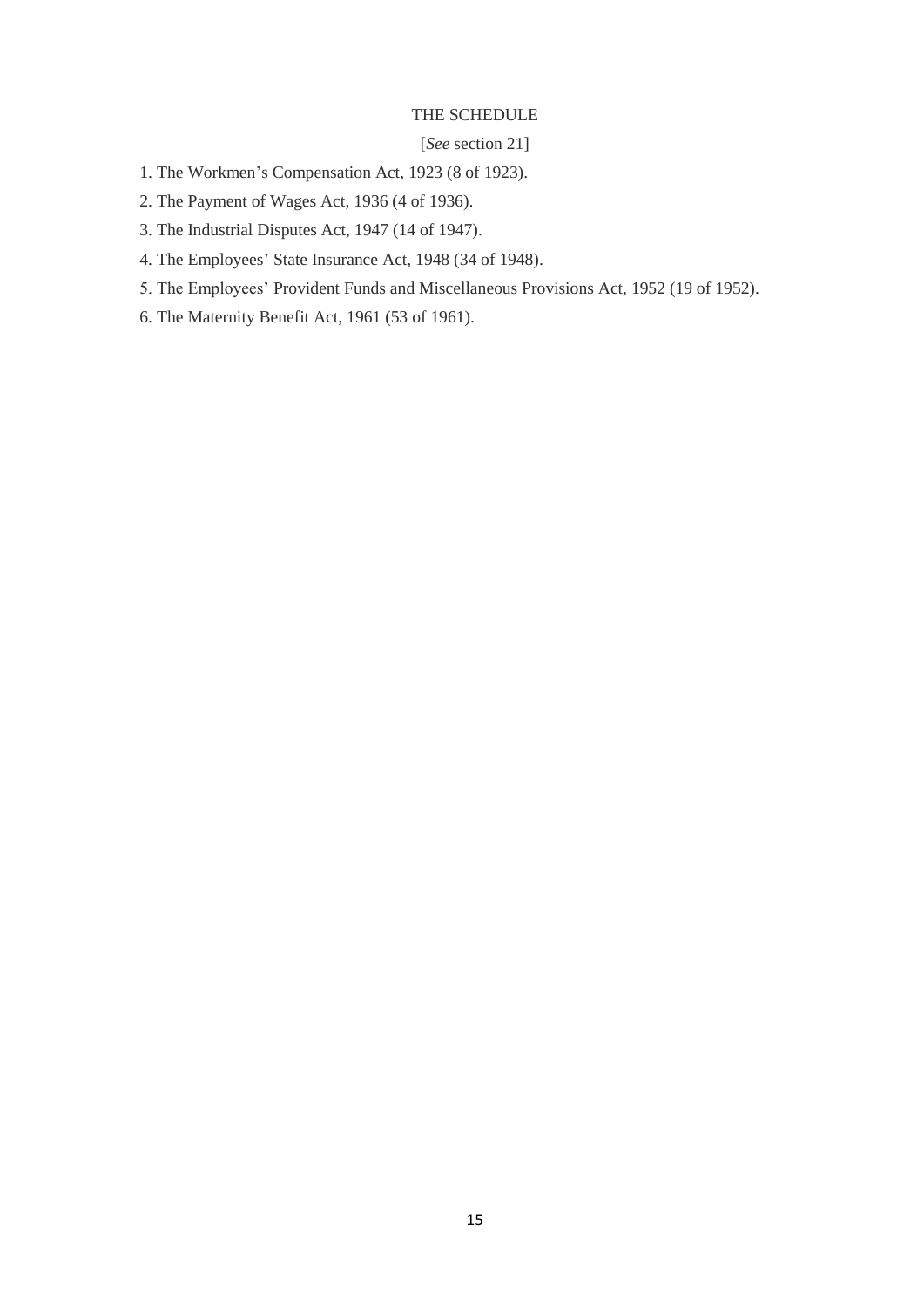## THE SCHEDULE

[*See* section 21]

1. The Workmen's Compensation Act, 1923 (8 of 1923).
2. The Payment of Wages Act, 1936 (4 of 1936).
3. The Industrial Disputes Act, 1947 (14 of 1947).
4. The Employees' State Insurance Act, 1948 (34 of 1948).
5. The Employees' Provident Funds and Miscellaneous Provisions Act, 1952 (19 of 1952).
6. The Maternity Benefit Act, 1961 (53 of 1961).